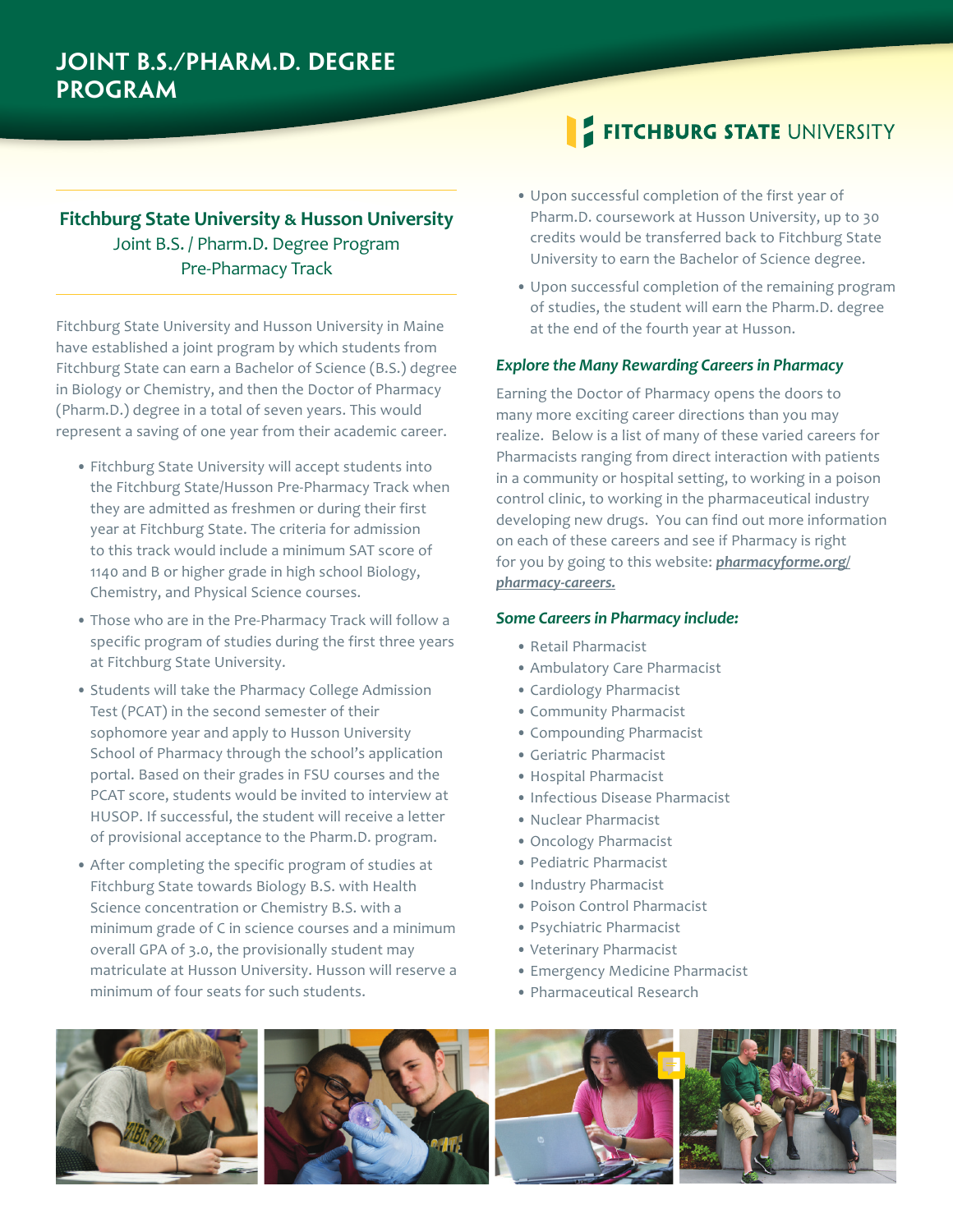# JOINT B.S./PHARM.D. DEGREE PROGRAM

FITCHBURG STATE UNIVERSITY

## Fitchburg State University & Husson University

Joint B.S. / Pharm.D. Degree Program

Pre-Pharmacy Track

Fitchburg State University and Husson University in Maine have established a joint program by which students from Fitchburg State can earn a Bachelor of Science (B.S.) degree in Biology or Chemistry, and then the Doctor of Pharmacy (Pharm.D.) degree in a total of seven years. This would represent a saving of one year from their academic career.

- Fitchburg State University will accept students into the Fitchburg State/Husson Pre-Pharmacy Track when they are admitted as freshmen or during their first year at Fitchburg State. The criteria for admission to this track would include a minimum SAT score of 1140 and B or higher grade in high school Biology, Chemistry, and Physical Science courses.
- Those who are in the Pre-Pharmacy Track will follow a specific program of studies during the first three years at Fitchburg State University.
- Students will take the Pharmacy College Admission Test (PCAT) in the second semester of their sophomore year and apply to Husson University School of Pharmacy through the school's application portal. Based on their grades in FSU courses and the PCAT score, students would be invited to interview at HUSOP. If successful, the student will receive a letter of provisional acceptance to the Pharm.D. program.
- After completing the specific program of studies at Fitchburg State towards Biology B.S. with Health Science concentration or Chemistry B.S. with a minimum grade of C in science courses and a minimum overall GPA of 3.0, the provisionally student may matriculate at Husson University. Husson will reserve a minimum of four seats for such students.
- Upon successful completion of the first year of Pharm.D. coursework at Husson University, up to 30 credits would be transferred back to Fitchburg State University to earn the Bachelor of Science degree.
- Upon successful completion of the remaining program of studies, the student will earn the Pharm.D. degree at the end of the fourth year at Husson.

### *Explore the Many Rewarding Careers in Pharmacy*

Earning the Doctor of Pharmacy opens the doors to many more exciting career directions than you may realize. Below is a list of many of these varied careers for Pharmacists ranging from direct interaction with patients in a community or hospital setting, to working in a poison control clinic, to working in the pharmaceutical industry developing new drugs. You can find out more information on each of these careers and see if Pharmacy is right for you by going to this website: ***pharmacyforme.org/pharmacy-careers.***

### *Some Careers in Pharmacy include:*

- Retail Pharmacist
- Ambulatory Care Pharmacist
- Cardiology Pharmacist
- Community Pharmacist
- Compounding Pharmacist
- Geriatric Pharmacist
- Hospital Pharmacist
- Infectious Disease Pharmacist
- Nuclear Pharmacist
- Oncology Pharmacist
- Pediatric Pharmacist
- Industry Pharmacist
- Poison Control Pharmacist
- Psychiatric Pharmacist
- Veterinary Pharmacist
- Emergency Medicine Pharmacist
- Pharmaceutical Research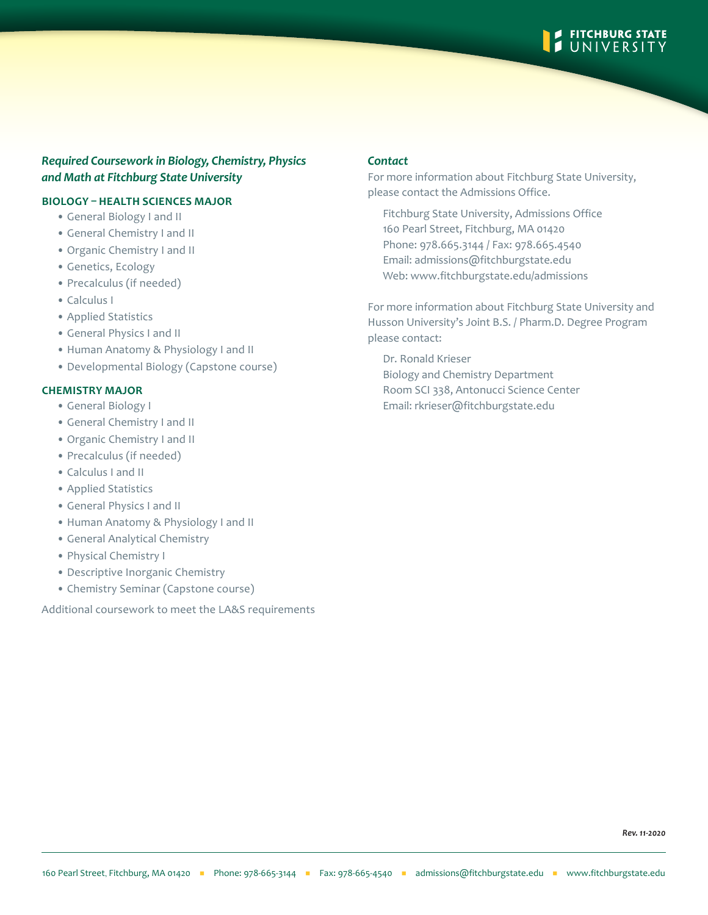## *Required Coursework in Biology, Chemistry, Physics and Math at Fitchburg State University*

### BIOLOGY – HEALTH SCIENCES MAJOR

- General Biology I and II
- General Chemistry I and II
- Organic Chemistry I and II
- Genetics, Ecology
- Precalculus (if needed)
- Calculus I
- Applied Statistics
- General Physics I and II
- Human Anatomy & Physiology I and II
- Developmental Biology (Capstone course)

### CHEMISTRY MAJOR

- General Biology I
- General Chemistry I and II
- Organic Chemistry I and II
- Precalculus (if needed)
- Calculus I and II
- Applied Statistics
- General Physics I and II
- Human Anatomy & Physiology I and II
- General Analytical Chemistry
- Physical Chemistry I
- Descriptive Inorganic Chemistry
- Chemistry Seminar (Capstone course)

Additional coursework to meet the LA&S requirements

## *Contact*

For more information about Fitchburg State University, please contact the Admissions Office.

Fitchburg State University, Admissions Office
160 Pearl Street, Fitchburg, MA 01420
Phone: 978.665.3144 / Fax: 978.665.4540
Email: admissions@fitchburgstate.edu
Web: www.fitchburgstate.edu/admissions

For more information about Fitchburg State University and Husson University's Joint B.S. / Pharm.D. Degree Program please contact:

Dr. Ronald Krieser
Biology and Chemistry Department
Room SCI 338, Antonucci Science Center
Email: rkrieser@fitchburgstate.edu

*Rev. 11-2020*